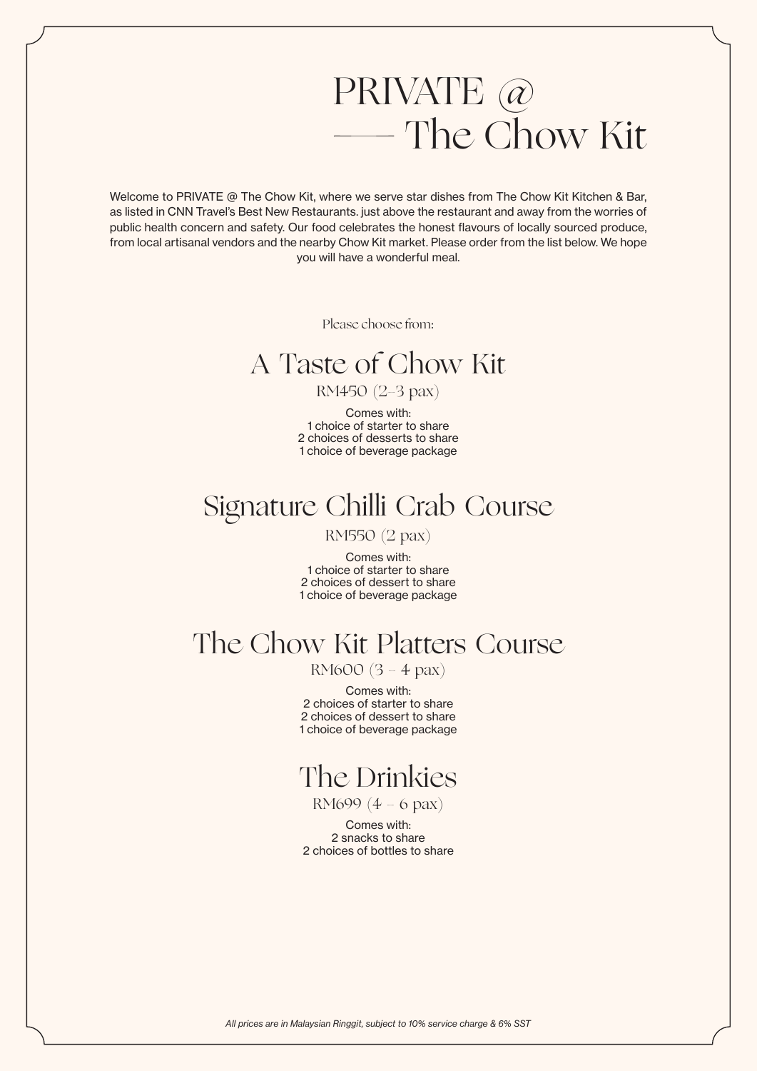# PRIVATE @ —— The Chow Kit

Welcome to PRIVATE @ The Chow Kit, where we serve star dishes from The Chow Kit Kitchen & Bar, as listed in CNN Travel's Best New Restaurants. just above the restaurant and away from the worries of public health concern and safety. Our food celebrates the honest flavours of locally sourced produce, from local artisanal vendors and the nearby Chow Kit market. Please order from the list below. We hope you will have a wonderful meal.

Please choose from:

## A Taste of Chow Kit

RM450 (2–3 pax)

Comes with:
1 choice of starter to share
2 choices of desserts to share
1 choice of beverage package

## Signature Chilli Crab Course

RM550 (2 pax)

Comes with:
1 choice of starter to share
2 choices of dessert to share
1 choice of beverage package

## The Chow Kit Platters Course

RM600 (3 – 4 pax)

Comes with:
2 choices of starter to share
2 choices of dessert to share
1 choice of beverage package

## The Drinkies

RM699 (4 – 6 pax)

Comes with:
2 snacks to share
2 choices of bottles to share

*All prices are in Malaysian Ringgit, subject to 10% service charge & 6% SST*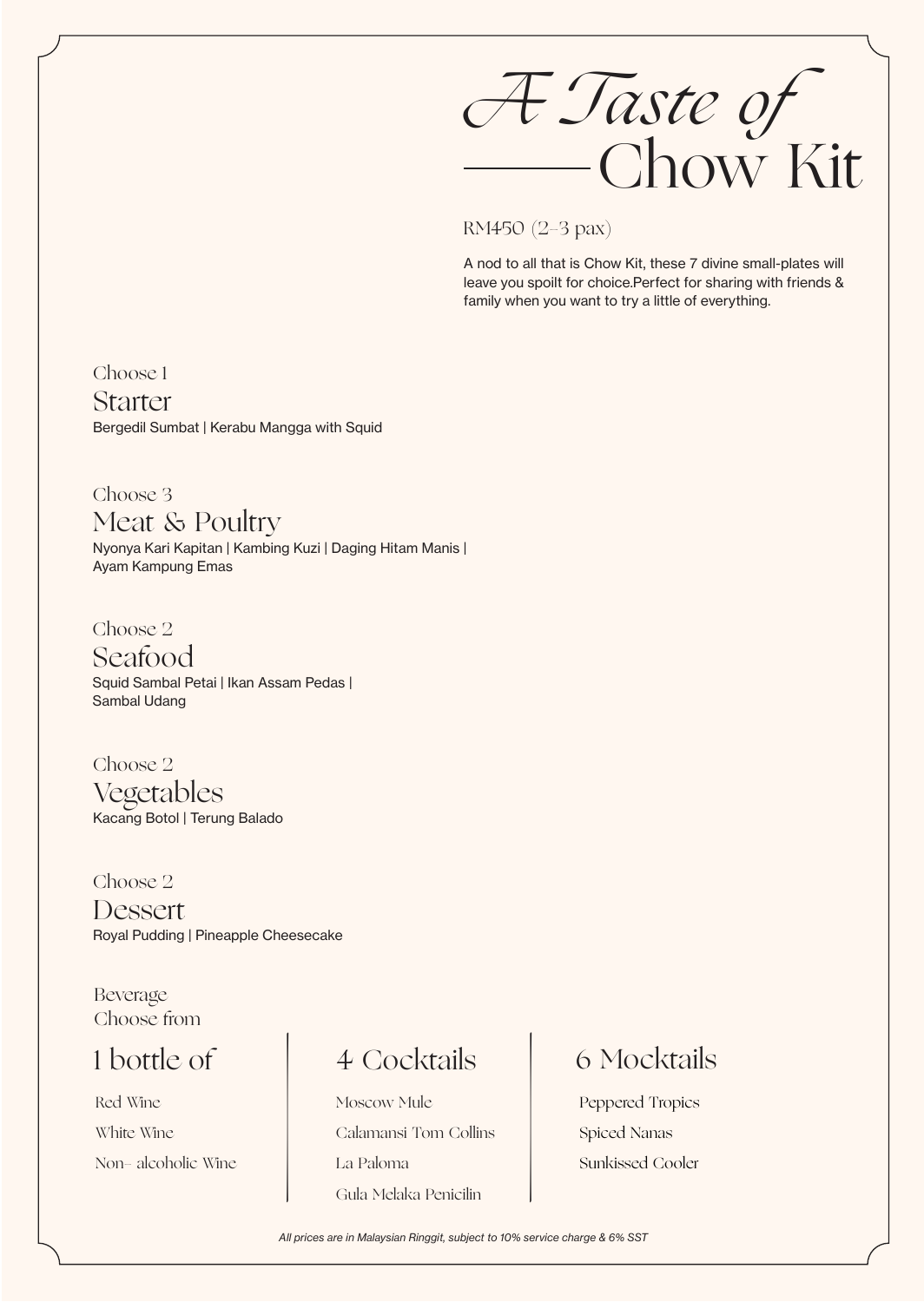# A Taste of Chow Kit

RM450 (2–3 pax)

A nod to all that is Chow Kit, these 7 divine small-plates will leave you spoilt for choice.Perfect for sharing with friends & family when you want to try a little of everything.

Choose 1

## Starter

Bergedil Sumbat | Kerabu Mangga with Squid

Choose 3

## Meat & Poultry

Nyonya Kari Kapitan | Kambing Kuzi | Daging Hitam Manis | Ayam Kampung Emas

Choose 2

## Seafood

Squid Sambal Petai | Ikan Assam Pedas | Sambal Udang

Choose 2

## Vegetables

Kacang Botol | Terung Balado

Choose 2

## Dessert

Royal Pudding | Pineapple Cheesecake

Beverage
Choose from

### 1 bottle of

Red Wine

White Wine

Non- alcoholic Wine

### 4 Cocktails

Moscow Mule

Calamansi Tom Collins

La Paloma

Gula Melaka Penicilin

### 6 Mocktails

Peppered Tropics

Spiced Nanas

Sunkissed Cooler

*All prices are in Malaysian Ringgit, subject to 10% service charge & 6% SST*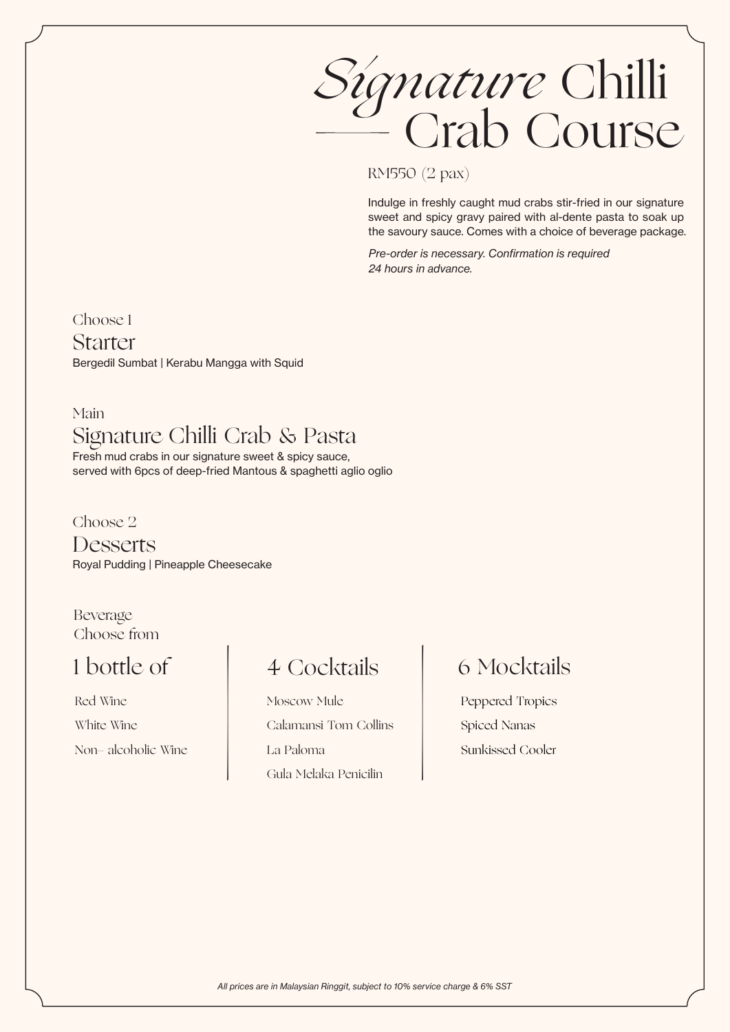# *Signature* Chilli Crab Course

RM550 (2 pax)

Indulge in freshly caught mud crabs stir-fried in our signature sweet and spicy gravy paired with al-dente pasta to soak up the savoury sauce. Comes with a choice of beverage package.

*Pre-order is necessary. Confirmation is required 24 hours in advance.*

Choose 1

## Starter

Bergedil Sumbat | Kerabu Mangga with Squid

Main

## Signature Chilli Crab & Pasta

Fresh mud crabs in our signature sweet & spicy sauce, served with 6pcs of deep-fried Mantous & spaghetti aglio oglio

Choose 2

## Desserts

Royal Pudding | Pineapple Cheesecake

Beverage
Choose from

### 1 bottle of

Red Wine

White Wine

Non- alcoholic Wine

### 4 Cocktails

Moscow Mule

Calamansi Tom Collins

La Paloma

Gula Melaka Penicilin

### 6 Mocktails

Peppered Tropics

Spiced Nanas

Sunkissed Cooler

*All prices are in Malaysian Ringgit, subject to 10% service charge & 6% SST*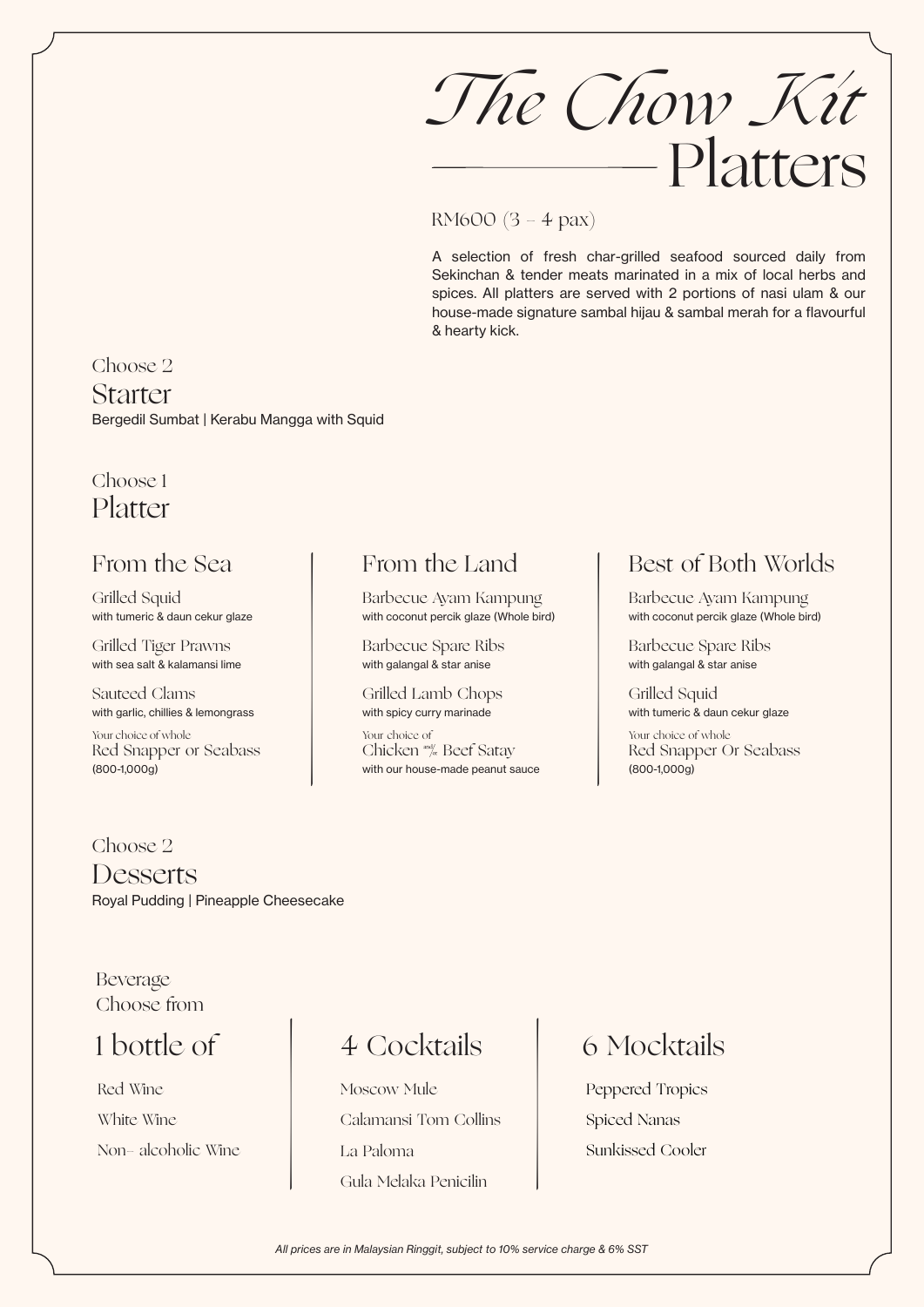# The Chow Kit Platters

RM600 (3 – 4 pax)

A selection of fresh char-grilled seafood sourced daily from Sekinchan & tender meats marinated in a mix of local herbs and spices. All platters are served with 2 portions of nasi ulam & our house-made signature sambal hijau & sambal merah for a flavourful & hearty kick.

Choose 2

## Starter

Bergedil Sumbat | Kerabu Mangga with Squid

Choose 1

## Platter

### From the Sea

Grilled Squid
with tumeric & daun cekur glaze

Grilled Tiger Prawns
with sea salt & kalamansi lime

Sauteed Clams
with garlic, chillies & lemongrass

Your choice of whole
Red Snapper or Seabass
(800-1,000g)

### From the Land

Barbecue Ayam Kampung
with coconut percik glaze (Whole bird)

Barbecue Spare Ribs
with galangal & star anise

Grilled Lamb Chops
with spicy curry marinade

Your choice of
Chicken and/or Beef Satay
with our house-made peanut sauce

### Best of Both Worlds

Barbecue Ayam Kampung
with coconut percik glaze (Whole bird)

Barbecue Spare Ribs
with galangal & star anise

Grilled Squid
with tumeric & daun cekur glaze

Your choice of whole
Red Snapper Or Seabass
(800-1,000g)

Choose 2

## Desserts

Royal Pudding | Pineapple Cheesecake

Beverage
Choose from

### 1 bottle of

Red Wine

White Wine

Non– alcoholic Wine

### 4 Cocktails

Moscow Mule

Calamansi Tom Collins

La Paloma

Gula Melaka Penicilin

### 6 Mocktails

Peppered Tropics

Spiced Nanas

Sunkissed Cooler

*All prices are in Malaysian Ringgit, subject to 10% service charge & 6% SST*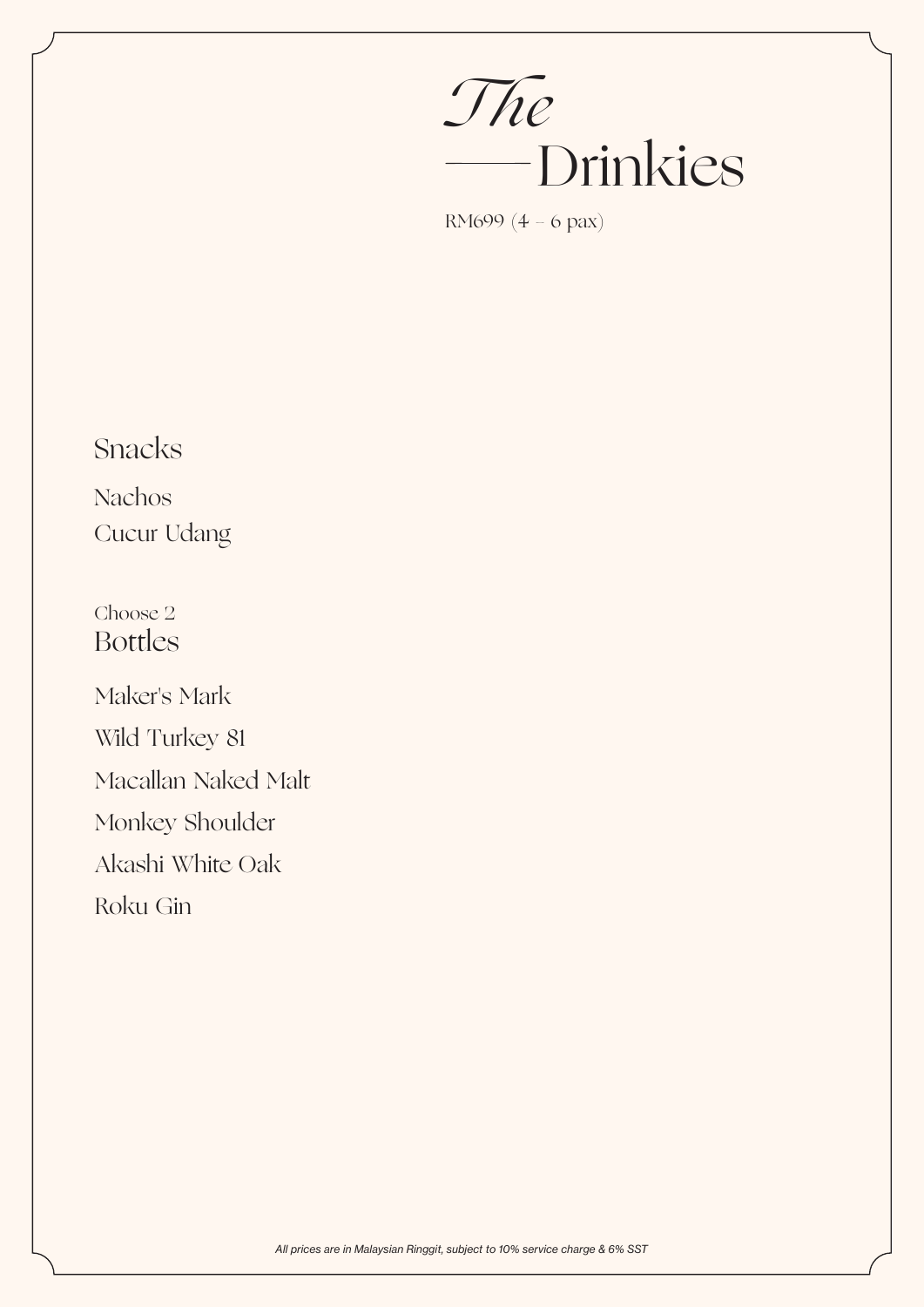# *The* — Drinkies

RM699 (4 – 6 pax)

## Snacks

Nachos

Cucur Udang

Choose 2

## Bottles

Maker's Mark

Wild Turkey 81

Macallan Naked Malt

Monkey Shoulder

Akashi White Oak

Roku Gin

*All prices are in Malaysian Ringgit, subject to 10% service charge & 6% SST*